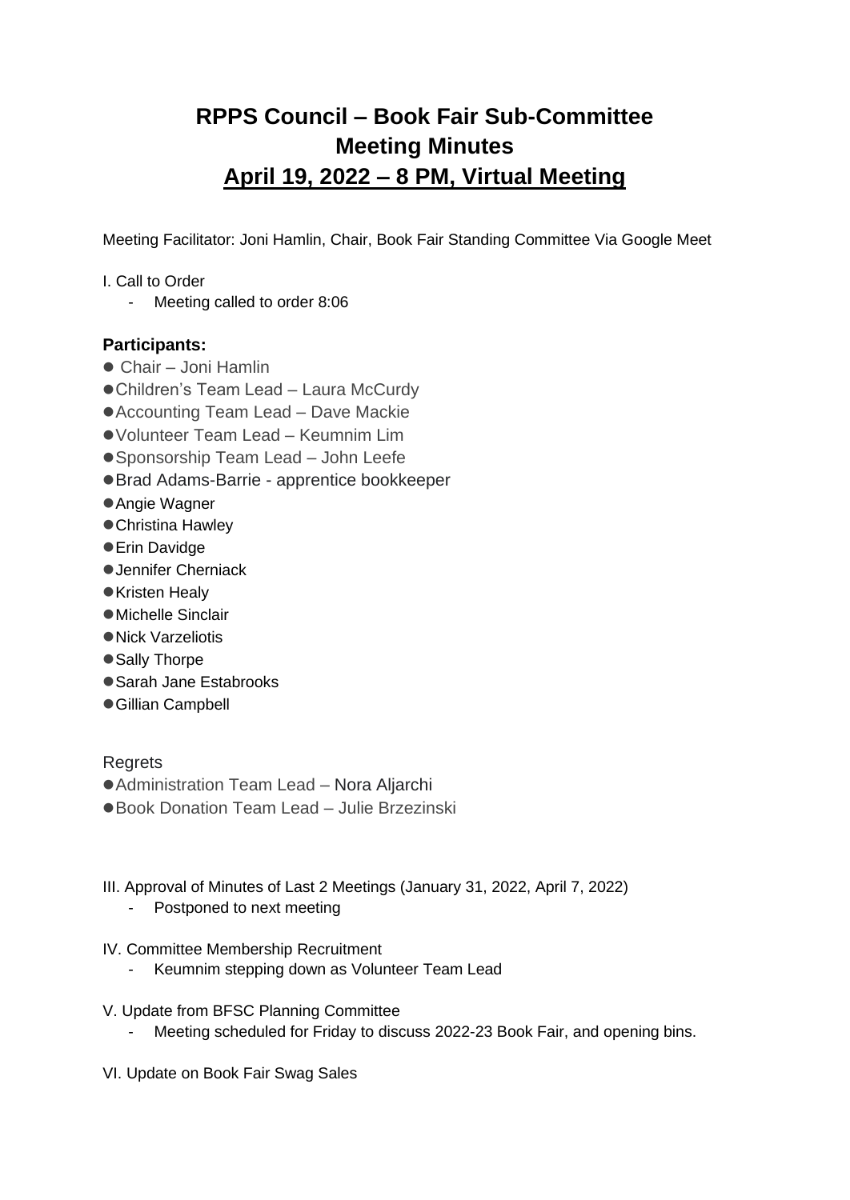# RPPS Council – Book Fair Sub-Committee
# Meeting Minutes
# April 19, 2022 – 8 PM, Virtual Meeting

Meeting Facilitator: Joni Hamlin, Chair, Book Fair Standing Committee Via Google Meet

I. Call to Order

- Meeting called to order 8:06

**Participants:**

- Chair – Joni Hamlin
- Children's Team Lead – Laura McCurdy
- Accounting Team Lead – Dave Mackie
- Volunteer Team Lead – Keumnim Lim
- Sponsorship Team Lead – John Leefe
- Brad Adams-Barrie - apprentice bookkeeper
- Angie Wagner
- Christina Hawley
- Erin Davidge
- Jennifer Cherniack
- Kristen Healy
- Michelle Sinclair
- Nick Varzeliotis
- Sally Thorpe
- Sarah Jane Estabrooks
- Gillian Campbell

Regrets

- Administration Team Lead – Nora Aljarchi
- Book Donation Team Lead – Julie Brzezinski

III. Approval of Minutes of Last 2 Meetings (January 31, 2022, April 7, 2022)

- Postponed to next meeting

IV. Committee Membership Recruitment

- Keumnim stepping down as Volunteer Team Lead

V. Update from BFSC Planning Committee

- Meeting scheduled for Friday to discuss 2022-23 Book Fair, and opening bins.

VI. Update on Book Fair Swag Sales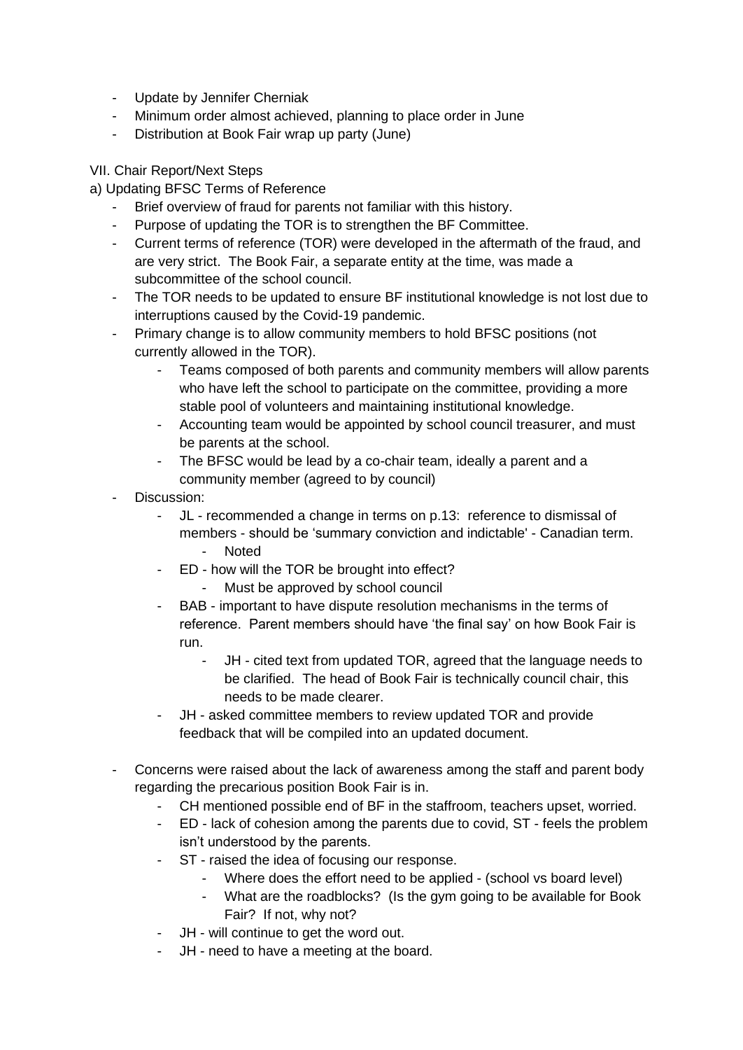- Update by Jennifer Cherniak
- Minimum order almost achieved, planning to place order in June
- Distribution at Book Fair wrap up party (June)

VII. Chair Report/Next Steps

a) Updating BFSC Terms of Reference

- Brief overview of fraud for parents not familiar with this history.
- Purpose of updating the TOR is to strengthen the BF Committee.
- Current terms of reference (TOR) were developed in the aftermath of the fraud, and are very strict. The Book Fair, a separate entity at the time, was made a subcommittee of the school council.
- The TOR needs to be updated to ensure BF institutional knowledge is not lost due to interruptions caused by the Covid-19 pandemic.
- Primary change is to allow community members to hold BFSC positions (not currently allowed in the TOR).
    - Teams composed of both parents and community members will allow parents who have left the school to participate on the committee, providing a more stable pool of volunteers and maintaining institutional knowledge.
    - Accounting team would be appointed by school council treasurer, and must be parents at the school.
    - The BFSC would be lead by a co-chair team, ideally a parent and a community member (agreed to by council)
- Discussion:
    - JL - recommended a change in terms on p.13: reference to dismissal of members - should be 'summary conviction and indictable' - Canadian term.
        - Noted
    - ED - how will the TOR be brought into effect?
        - Must be approved by school council
    - BAB - important to have dispute resolution mechanisms in the terms of reference. Parent members should have 'the final say' on how Book Fair is run.
        - JH - cited text from updated TOR, agreed that the language needs to be clarified. The head of Book Fair is technically council chair, this needs to be made clearer.
    - JH - asked committee members to review updated TOR and provide feedback that will be compiled into an updated document.

- Concerns were raised about the lack of awareness among the staff and parent body regarding the precarious position Book Fair is in.
    - CH mentioned possible end of BF in the staffroom, teachers upset, worried.
    - ED - lack of cohesion among the parents due to covid, ST - feels the problem isn't understood by the parents.
    - ST - raised the idea of focusing our response.
        - Where does the effort need to be applied - (school vs board level)
        - What are the roadblocks? (Is the gym going to be available for Book Fair? If not, why not?
    - JH - will continue to get the word out.
    - JH - need to have a meeting at the board.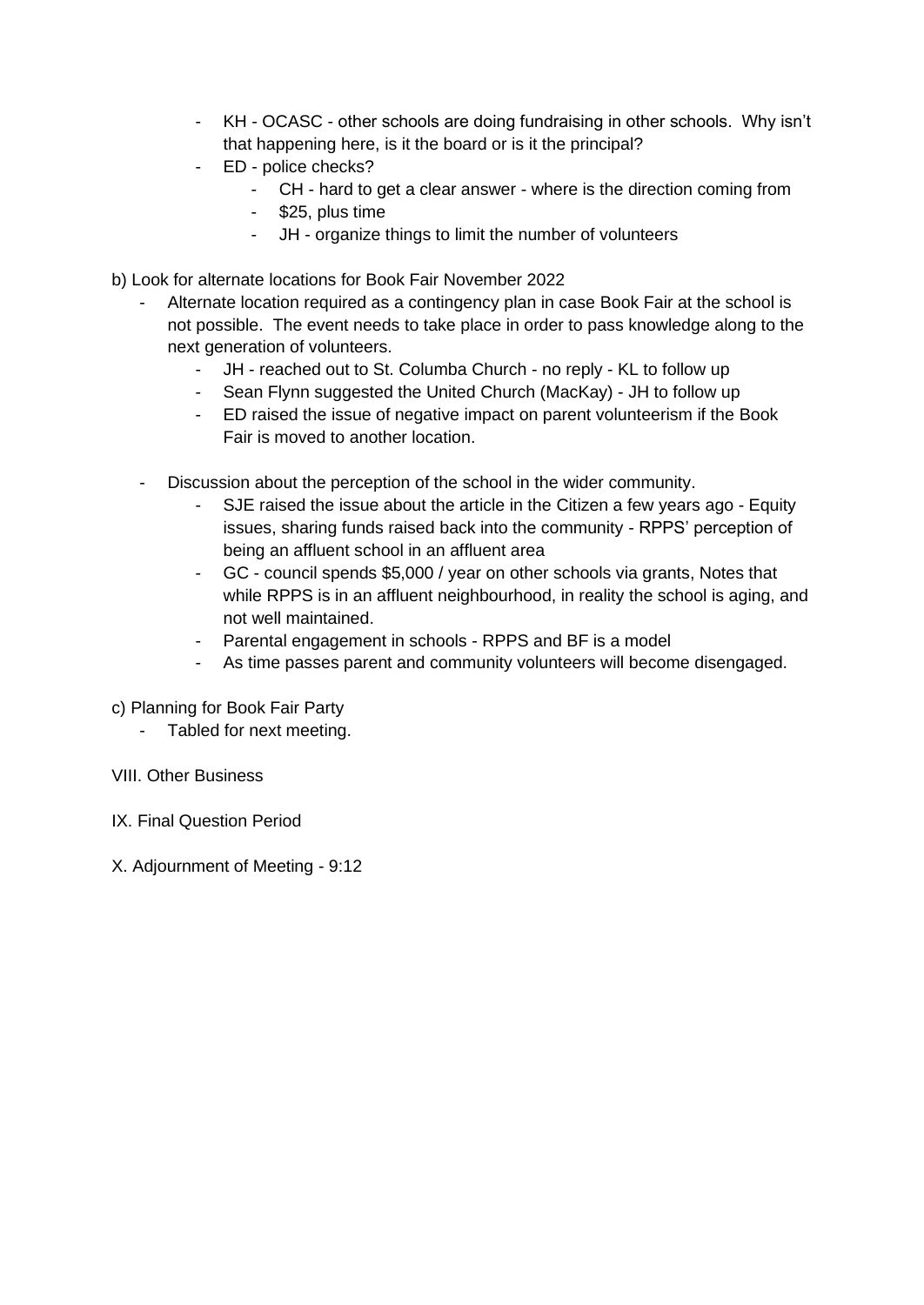- KH - OCASC - other schools are doing fundraising in other schools. Why isn't that happening here, is it the board or is it the principal?
- ED - police checks?
    - CH - hard to get a clear answer - where is the direction coming from
    - $25, plus time
    - JH - organize things to limit the number of volunteers

b) Look for alternate locations for Book Fair November 2022

- Alternate location required as a contingency plan in case Book Fair at the school is not possible. The event needs to take place in order to pass knowledge along to the next generation of volunteers.
    - JH - reached out to St. Columba Church - no reply - KL to follow up
    - Sean Flynn suggested the United Church (MacKay) - JH to follow up
    - ED raised the issue of negative impact on parent volunteerism if the Book Fair is moved to another location.

- Discussion about the perception of the school in the wider community.
    - SJE raised the issue about the article in the Citizen a few years ago - Equity issues, sharing funds raised back into the community - RPPS' perception of being an affluent school in an affluent area
    - GC - council spends $5,000 / year on other schools via grants, Notes that while RPPS is in an affluent neighbourhood, in reality the school is aging, and not well maintained.
    - Parental engagement in schools - RPPS and BF is a model
    - As time passes parent and community volunteers will become disengaged.

c) Planning for Book Fair Party

- Tabled for next meeting.

VIII. Other Business

IX. Final Question Period

X. Adjournment of Meeting - 9:12